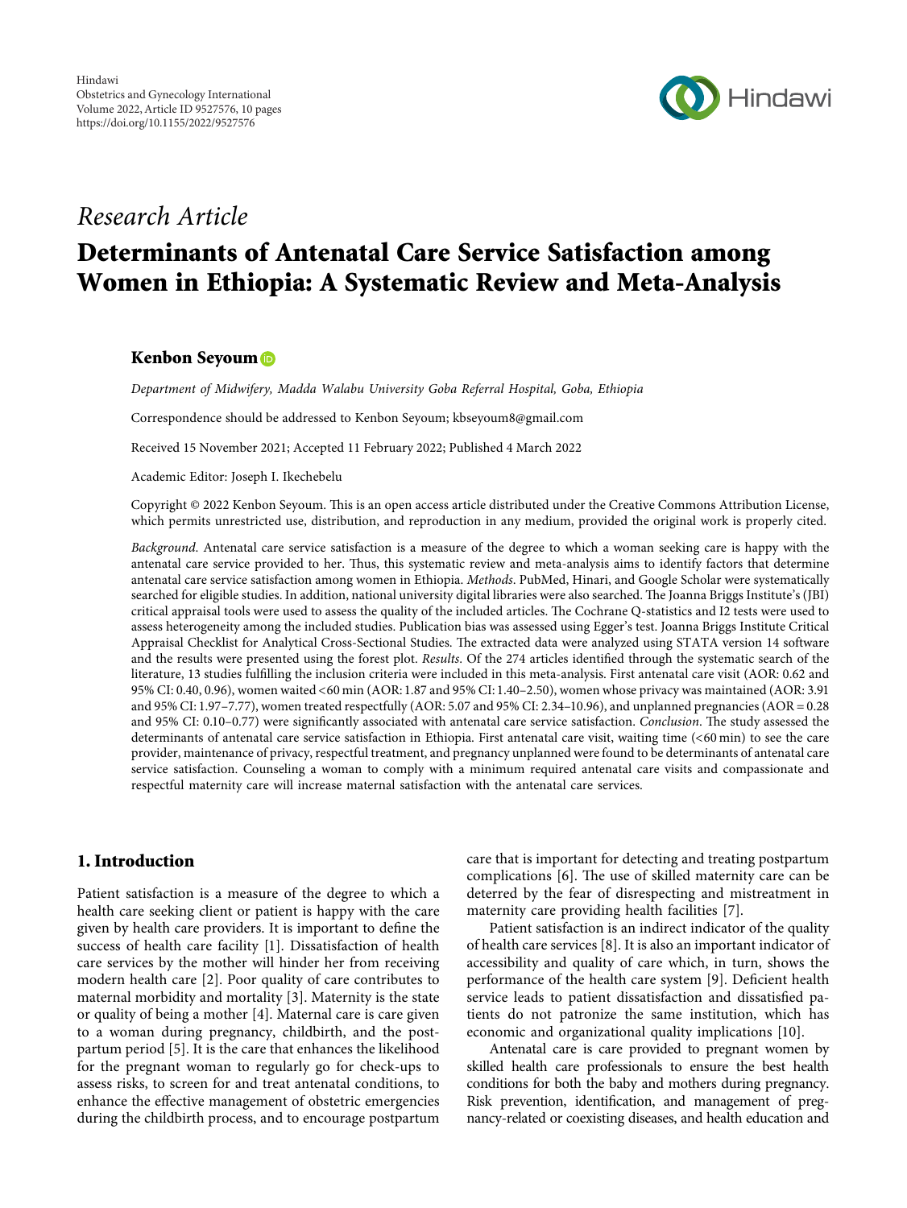Research Article

# Determinants of Antenatal Care Service Satisfaction among Women in Ethiopia: A Systematic Review and Meta-Analysis

**Kenbon Seyoum**

*Department of Midwifery, Madda Walabu University Goba Referral Hospital, Goba, Ethiopia*

Correspondence should be addressed to Kenbon Seyoum; kbseyoum8@gmail.com

Received 15 November 2021; Accepted 11 February 2022; Published 4 March 2022

Academic Editor: Joseph I. Ikechebelu

Copyright © 2022 Kenbon Seyoum. This is an open access article distributed under the Creative Commons Attribution License, which permits unrestricted use, distribution, and reproduction in any medium, provided the original work is properly cited.

*Background*. Antenatal care service satisfaction is a measure of the degree to which a woman seeking care is happy with the antenatal care service provided to her. Thus, this systematic review and meta-analysis aims to identify factors that determine antenatal care service satisfaction among women in Ethiopia. *Methods*. PubMed, Hinari, and Google Scholar were systematically searched for eligible studies. In addition, national university digital libraries were also searched. The Joanna Briggs Institute's (JBI) critical appraisal tools were used to assess the quality of the included articles. The Cochrane Q-statistics and I2 tests were used to assess heterogeneity among the included studies. Publication bias was assessed using Egger's test. Joanna Briggs Institute Critical Appraisal Checklist for Analytical Cross-Sectional Studies. The extracted data were analyzed using STATA version 14 software and the results were presented using the forest plot. *Results*. Of the 274 articles identified through the systematic search of the literature, 13 studies fulfilling the inclusion criteria were included in this meta-analysis. First antenatal care visit (AOR: 0.62 and 95% CI: 0.40, 0.96), women waited <60 min (AOR: 1.87 and 95% CI: 1.40–2.50), women whose privacy was maintained (AOR: 3.91 and 95% CI: 1.97–7.77), women treated respectfully (AOR: 5.07 and 95% CI: 2.34–10.96), and unplanned pregnancies (AOR = 0.28 and 95% CI: 0.10–0.77) were significantly associated with antenatal care service satisfaction. *Conclusion*. The study assessed the determinants of antenatal care service satisfaction in Ethiopia. First antenatal care visit, waiting time (<60 min) to see the care provider, maintenance of privacy, respectful treatment, and pregnancy unplanned were found to be determinants of antenatal care service satisfaction. Counseling a woman to comply with a minimum required antenatal care visits and compassionate and respectful maternity care will increase maternal satisfaction with the antenatal care services.

## 1. Introduction

Patient satisfaction is a measure of the degree to which a health care seeking client or patient is happy with the care given by health care providers. It is important to define the success of health care facility [1]. Dissatisfaction of health care services by the mother will hinder her from receiving modern health care [2]. Poor quality of care contributes to maternal morbidity and mortality [3]. Maternity is the state or quality of being a mother [4]. Maternal care is care given to a woman during pregnancy, childbirth, and the postpartum period [5]. It is the care that enhances the likelihood for the pregnant woman to regularly go for check-ups to assess risks, to screen for and treat antenatal conditions, to enhance the effective management of obstetric emergencies during the childbirth process, and to encourage postpartum care that is important for detecting and treating postpartum complications [6]. The use of skilled maternity care can be deterred by the fear of disrespecting and mistreatment in maternity care providing health facilities [7].

Patient satisfaction is an indirect indicator of the quality of health care services [8]. It is also an important indicator of accessibility and quality of care which, in turn, shows the performance of the health care system [9]. Deficient health service leads to patient dissatisfaction and dissatisfied patients do not patronize the same institution, which has economic and organizational quality implications [10].

Antenatal care is care provided to pregnant women by skilled health care professionals to ensure the best health conditions for both the baby and mothers during pregnancy. Risk prevention, identification, and management of pregnancy-related or coexisting diseases, and health education and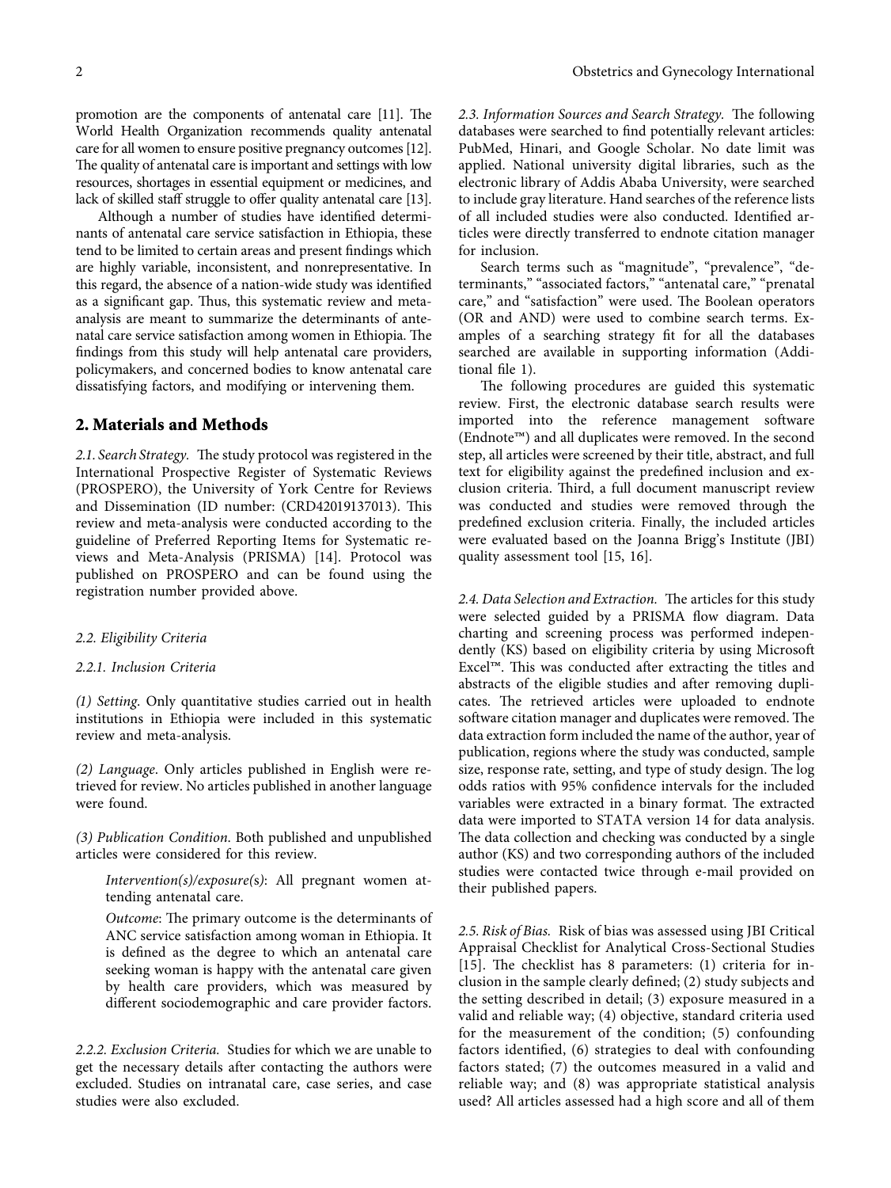promotion are the components of antenatal care [11]. The World Health Organization recommends quality antenatal care for all women to ensure positive pregnancy outcomes [12]. The quality of antenatal care is important and settings with low resources, shortages in essential equipment or medicines, and lack of skilled staff struggle to offer quality antenatal care [13].

Although a number of studies have identified determinants of antenatal care service satisfaction in Ethiopia, these tend to be limited to certain areas and present findings which are highly variable, inconsistent, and nonrepresentative. In this regard, the absence of a nation-wide study was identified as a significant gap. Thus, this systematic review and meta-analysis are meant to summarize the determinants of antenatal care service satisfaction among women in Ethiopia. The findings from this study will help antenatal care providers, policymakers, and concerned bodies to know antenatal care dissatisfying factors, and modifying or intervening them.

## 2. Materials and Methods

*2.1. Search Strategy.* The study protocol was registered in the International Prospective Register of Systematic Reviews (PROSPERO), the University of York Centre for Reviews and Dissemination (ID number: (CRD42019137013). This review and meta-analysis were conducted according to the guideline of Preferred Reporting Items for Systematic reviews and Meta-Analysis (PRISMA) [14]. Protocol was published on PROSPERO and can be found using the registration number provided above.

*2.2. Eligibility Criteria*

*2.2.1. Inclusion Criteria*

*(1) Setting.* Only quantitative studies carried out in health institutions in Ethiopia were included in this systematic review and meta-analysis.

*(2) Language.* Only articles published in English were retrieved for review. No articles published in another language were found.

*(3) Publication Condition.* Both published and unpublished articles were considered for this review.

> *Intervention(s)/exposure(s)*: All pregnant women attending antenatal care.
>
> *Outcome*: The primary outcome is the determinants of ANC service satisfaction among woman in Ethiopia. It is defined as the degree to which an antenatal care seeking woman is happy with the antenatal care given by health care providers, which was measured by different sociodemographic and care provider factors.

*2.2.2. Exclusion Criteria.* Studies for which we are unable to get the necessary details after contacting the authors were excluded. Studies on intranatal care, case series, and case studies were also excluded.

*2.3. Information Sources and Search Strategy.* The following databases were searched to find potentially relevant articles: PubMed, Hinari, and Google Scholar. No date limit was applied. National university digital libraries, such as the electronic library of Addis Ababa University, were searched to include gray literature. Hand searches of the reference lists of all included studies were also conducted. Identified articles were directly transferred to endnote citation manager for inclusion.

Search terms such as "magnitude", "prevalence", "determinants," "associated factors," "antenatal care," "prenatal care," and "satisfaction" were used. The Boolean operators (OR and AND) were used to combine search terms. Examples of a searching strategy fit for all the databases searched are available in supporting information (Additional file 1).

The following procedures are guided this systematic review. First, the electronic database search results were imported into the reference management software (Endnote™) and all duplicates were removed. In the second step, all articles were screened by their title, abstract, and full text for eligibility against the predefined inclusion and exclusion criteria. Third, a full document manuscript review was conducted and studies were removed through the predefined exclusion criteria. Finally, the included articles were evaluated based on the Joanna Brigg's Institute (JBI) quality assessment tool [15, 16].

*2.4. Data Selection and Extraction.* The articles for this study were selected guided by a PRISMA flow diagram. Data charting and screening process was performed independently (KS) based on eligibility criteria by using Microsoft Excel™. This was conducted after extracting the titles and abstracts of the eligible studies and after removing duplicates. The retrieved articles were uploaded to endnote software citation manager and duplicates were removed. The data extraction form included the name of the author, year of publication, regions where the study was conducted, sample size, response rate, setting, and type of study design. The log odds ratios with 95% confidence intervals for the included variables were extracted in a binary format. The extracted data were imported to STATA version 14 for data analysis. The data collection and checking was conducted by a single author (KS) and two corresponding authors of the included studies were contacted twice through e-mail provided on their published papers.

*2.5. Risk of Bias.* Risk of bias was assessed using JBI Critical Appraisal Checklist for Analytical Cross-Sectional Studies [15]. The checklist has 8 parameters: (1) criteria for inclusion in the sample clearly defined; (2) study subjects and the setting described in detail; (3) exposure measured in a valid and reliable way; (4) objective, standard criteria used for the measurement of the condition; (5) confounding factors identified, (6) strategies to deal with confounding factors stated; (7) the outcomes measured in a valid and reliable way; and (8) was appropriate statistical analysis used? All articles assessed had a high score and all of them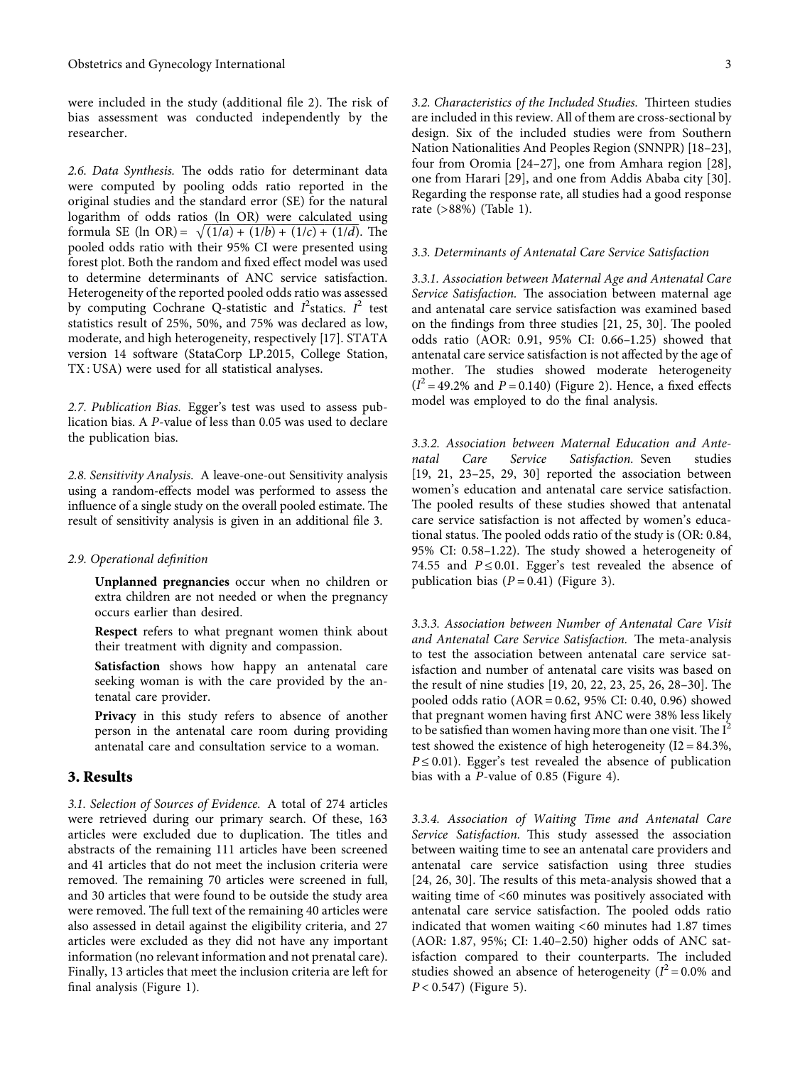were included in the study (additional file 2). The risk of bias assessment was conducted independently by the researcher.

*2.6. Data Synthesis.* The odds ratio for determinant data were computed by pooling odds ratio reported in the original studies and the standard error (SE) for the natural logarithm of odds ratios (ln OR) were calculated using formula SE (ln OR) = $\sqrt{(1/a) + (1/b) + (1/c) + (1/d)}$. The pooled odds ratio with their 95% CI were presented using forest plot. Both the random and fixed effect model was used to determine determinants of ANC service satisfaction. Heterogeneity of the reported pooled odds ratio was assessed by computing Cochrane Q-statistic and $I^2$statics. $I^2$ test statistics result of 25%, 50%, and 75% was declared as low, moderate, and high heterogeneity, respectively [17]. STATA version 14 software (StataCorp LP.2015, College Station, TX : USA) were used for all statistical analyses.

*2.7. Publication Bias.* Egger's test was used to assess publication bias. A *P*-value of less than 0.05 was used to declare the publication bias.

*2.8. Sensitivity Analysis.* A leave-one-out Sensitivity analysis using a random-effects model was performed to assess the influence of a single study on the overall pooled estimate. The result of sensitivity analysis is given in an additional file 3.

*2.9. Operational definition*

**Unplanned pregnancies** occur when no children or extra children are not needed or when the pregnancy occurs earlier than desired.

**Respect** refers to what pregnant women think about their treatment with dignity and compassion.

**Satisfaction** shows how happy an antenatal care seeking woman is with the care provided by the antenatal care provider.

**Privacy** in this study refers to absence of another person in the antenatal care room during providing antenatal care and consultation service to a woman.

## 3. Results

*3.1. Selection of Sources of Evidence.* A total of 274 articles were retrieved during our primary search. Of these, 163 articles were excluded due to duplication. The titles and abstracts of the remaining 111 articles have been screened and 41 articles that do not meet the inclusion criteria were removed. The remaining 70 articles were screened in full, and 30 articles that were found to be outside the study area were removed. The full text of the remaining 40 articles were also assessed in detail against the eligibility criteria, and 27 articles were excluded as they did not have any important information (no relevant information and not prenatal care). Finally, 13 articles that meet the inclusion criteria are left for final analysis (Figure 1).

*3.2. Characteristics of the Included Studies.* Thirteen studies are included in this review. All of them are cross-sectional by design. Six of the included studies were from Southern Nation Nationalities And Peoples Region (SNNPR) [18–23], four from Oromia [24–27], one from Amhara region [28], one from Harari [29], and one from Addis Ababa city [30]. Regarding the response rate, all studies had a good response rate (>88%) (Table 1).

*3.3. Determinants of Antenatal Care Service Satisfaction*

*3.3.1. Association between Maternal Age and Antenatal Care Service Satisfaction.* The association between maternal age and antenatal care service satisfaction was examined based on the findings from three studies [21, 25, 30]. The pooled odds ratio (AOR: 0.91, 95% CI: 0.66–1.25) showed that antenatal care service satisfaction is not affected by the age of mother. The studies showed moderate heterogeneity ($I^2$ = 49.2% and $P$ = 0.140) (Figure 2). Hence, a fixed effects model was employed to do the final analysis.

*3.3.2. Association between Maternal Education and Antenatal Care Service Satisfaction.* Seven studies [19, 21, 23–25, 29, 30] reported the association between women's education and antenatal care service satisfaction. The pooled results of these studies showed that antenatal care service satisfaction is not affected by women's educational status. The pooled odds ratio of the study is (OR: 0.84, 95% CI: 0.58–1.22). The study showed a heterogeneity of 74.55 and $P \leq 0.01$. Egger's test revealed the absence of publication bias ($P$ = 0.41) (Figure 3).

*3.3.3. Association between Number of Antenatal Care Visit and Antenatal Care Service Satisfaction.* The meta-analysis to test the association between antenatal care service satisfaction and number of antenatal care visits was based on the result of nine studies [19, 20, 22, 23, 25, 26, 28–30]. The pooled odds ratio (AOR = 0.62, 95% CI: 0.40, 0.96) showed that pregnant women having first ANC were 38% less likely to be satisfied than women having more than one visit. The $I^2$ test showed the existence of high heterogeneity (I2 = 84.3%, $P \leq 0.01$). Egger's test revealed the absence of publication bias with a *P*-value of 0.85 (Figure 4).

*3.3.4. Association of Waiting Time and Antenatal Care Service Satisfaction.* This study assessed the association between waiting time to see an antenatal care providers and antenatal care service satisfaction using three studies [24, 26, 30]. The results of this meta-analysis showed that a waiting time of <60 minutes was positively associated with antenatal care service satisfaction. The pooled odds ratio indicated that women waiting <60 minutes had 1.87 times (AOR: 1.87, 95%; CI: 1.40–2.50) higher odds of ANC satisfaction compared to their counterparts. The included studies showed an absence of heterogeneity ($I^2$ = 0.0% and $P < 0.547$) (Figure 5).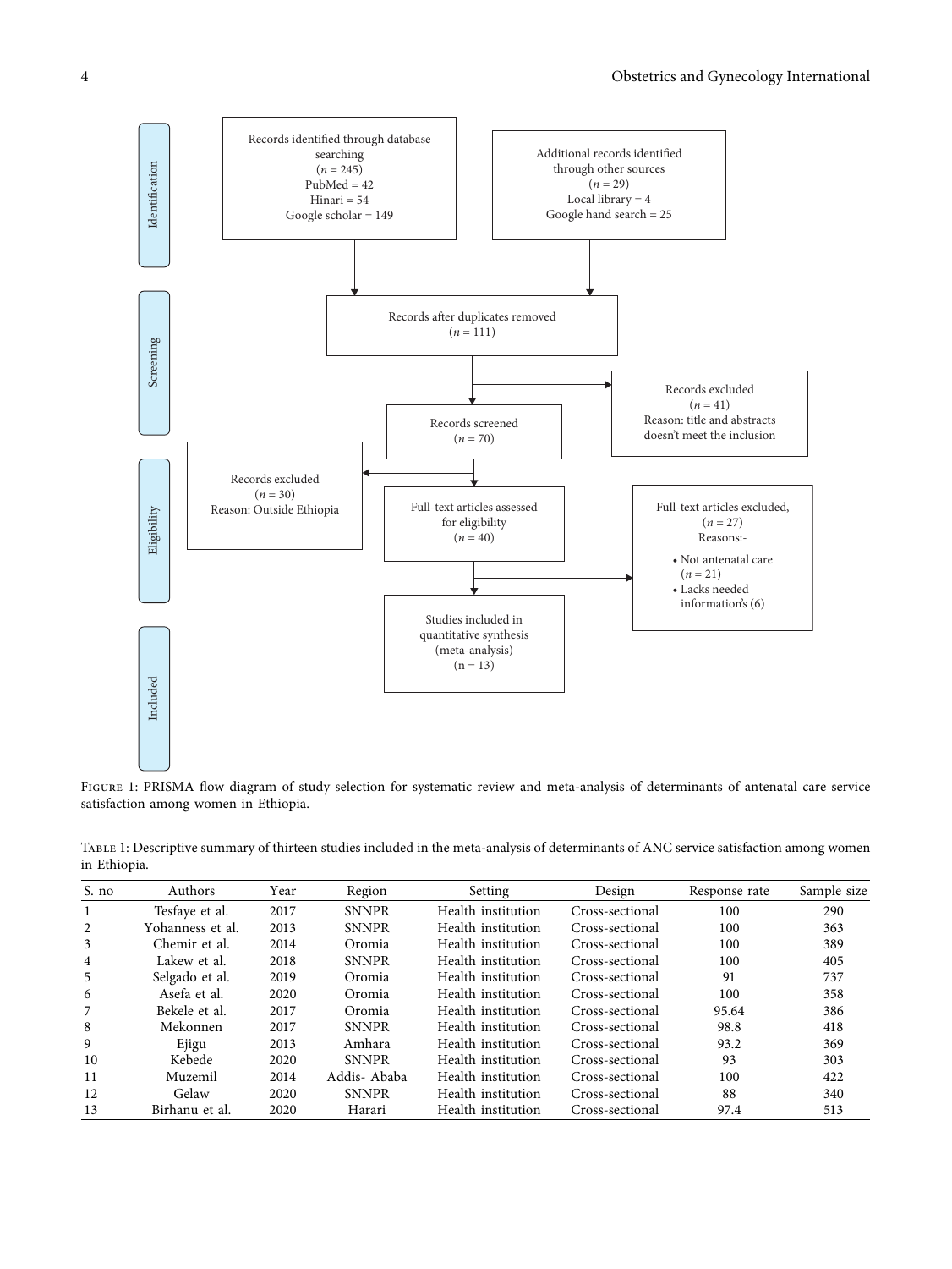**Identification**

Records identified through database searching
($n = 245$)
PubMed = 42
Hinari = 54
Google scholar = 149

Additional records identified through other sources
($n = 29$)
Local library = 4
Google hand search = 25

**Screening**

Records after duplicates removed
($n = 111$)

Records excluded
($n = 41$)
Reason: title and abstracts doesn't meet the inclusion

Records screened
($n = 70$)

**Eligibility**

Records excluded
($n = 30$)
Reason: Outside Ethiopia

Full-text articles assessed for eligibility
($n = 40$)

Full-text articles excluded,
($n = 27$)
Reasons:-

- Not antenatal care ($n = 21$)
- Lacks needed information's (6)

**Included**

Studies included in quantitative synthesis (meta-analysis)
(n = 13)

Figure 1: PRISMA flow diagram of study selection for systematic review and meta-analysis of determinants of antenatal care service satisfaction among women in Ethiopia.

Table 1: Descriptive summary of thirteen studies included in the meta-analysis of determinants of ANC service satisfaction among women in Ethiopia.

| S. no | Authors | Year | Region | Setting | Design | Response rate | Sample size |
|---|---|---|---|---|---|---|---|
| 1 | Tesfaye et al. | 2017 | SNNPR | Health institution | Cross-sectional | 100 | 290 |
| 2 | Yohanness et al. | 2013 | SNNPR | Health institution | Cross-sectional | 100 | 363 |
| 3 | Chemir et al. | 2014 | Oromia | Health institution | Cross-sectional | 100 | 389 |
| 4 | Lakew et al. | 2018 | SNNPR | Health institution | Cross-sectional | 100 | 405 |
| 5 | Selgado et al. | 2019 | Oromia | Health institution | Cross-sectional | 91 | 737 |
| 6 | Asefa et al. | 2020 | Oromia | Health institution | Cross-sectional | 100 | 358 |
| 7 | Bekele et al. | 2017 | Oromia | Health institution | Cross-sectional | 95.64 | 386 |
| 8 | Mekonnen | 2017 | SNNPR | Health institution | Cross-sectional | 98.8 | 418 |
| 9 | Ejigu | 2013 | Amhara | Health institution | Cross-sectional | 93.2 | 369 |
| 10 | Kebede | 2020 | SNNPR | Health institution | Cross-sectional | 93 | 303 |
| 11 | Muzemil | 2014 | Addis- Ababa | Health institution | Cross-sectional | 100 | 422 |
| 12 | Gelaw | 2020 | SNNPR | Health institution | Cross-sectional | 88 | 340 |
| 13 | Birhanu et al. | 2020 | Harari | Health institution | Cross-sectional | 97.4 | 513 |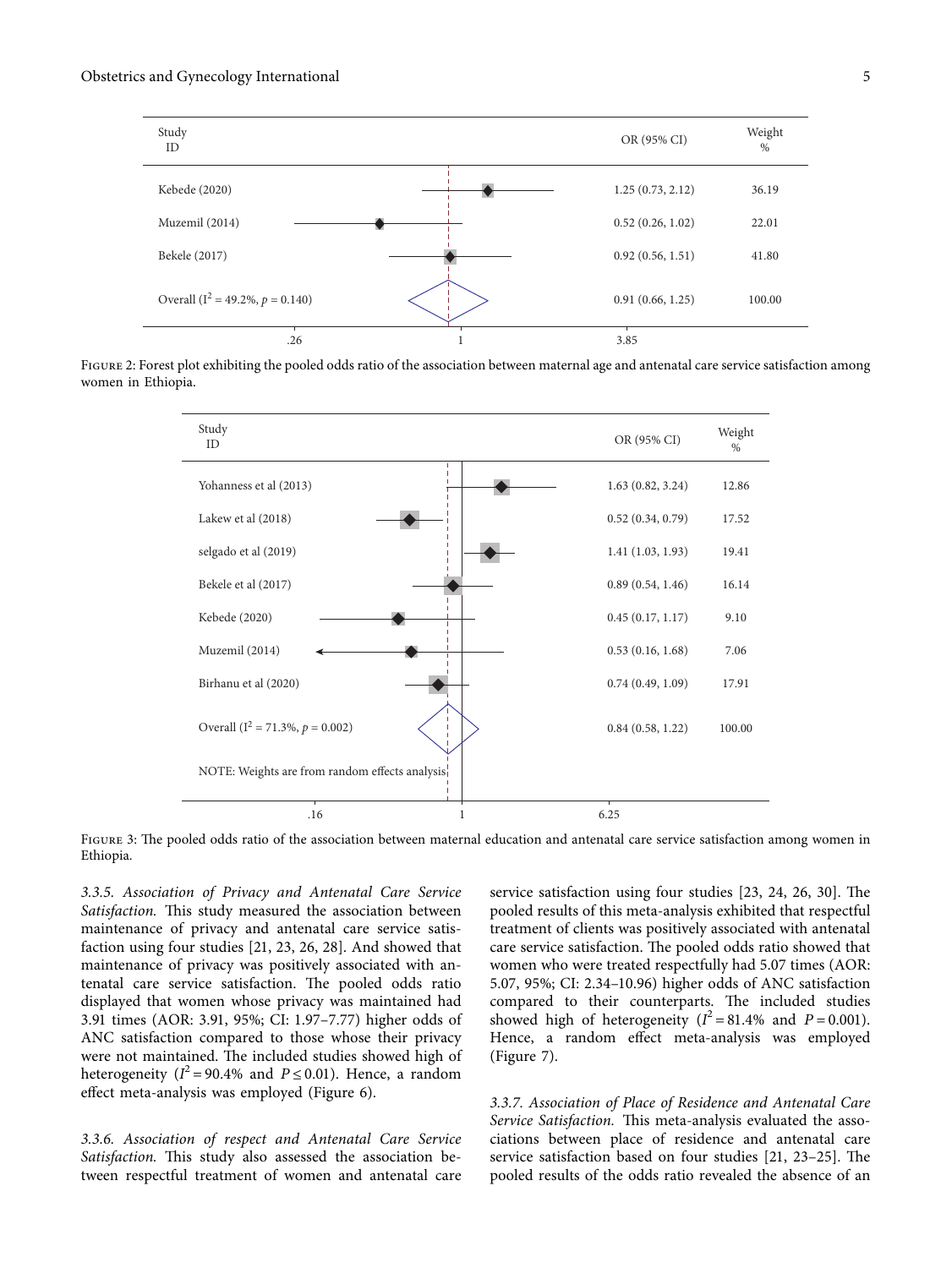| Study ID | OR (95% CI) | Weight % |
|---|---|---|
| Kebede (2020) | 1.25 (0.73, 2.12) | 36.19 |
| Muzemil (2014) | 0.52 (0.26, 1.02) | 22.01 |
| Bekele (2017) | 0.92 (0.56, 1.51) | 41.80 |
| Overall ($I^2$ = 49.2%, $p$ = 0.140) | 0.91 (0.66, 1.25) | 100.00 |

Figure 2: Forest plot exhibiting the pooled odds ratio of the association between maternal age and antenatal care service satisfaction among women in Ethiopia.

| Study ID | OR (95% CI) | Weight % |
|---|---|---|
| Yohanness et al (2013) | 1.63 (0.82, 3.24) | 12.86 |
| Lakew et al (2018) | 0.52 (0.34, 0.79) | 17.52 |
| selgado et al (2019) | 1.41 (1.03, 1.93) | 19.41 |
| Bekele et al (2017) | 0.89 (0.54, 1.46) | 16.14 |
| Kebede (2020) | 0.45 (0.17, 1.17) | 9.10 |
| Muzemil (2014) | 0.53 (0.16, 1.68) | 7.06 |
| Birhanu et al (2020) | 0.74 (0.49, 1.09) | 17.91 |
| Overall ($I^2$ = 71.3%, $p$ = 0.002) | 0.84 (0.58, 1.22) | 100.00 |

NOTE: Weights are from random effects analysis

Figure 3: The pooled odds ratio of the association between maternal education and antenatal care service satisfaction among women in Ethiopia.

*3.3.5. Association of Privacy and Antenatal Care Service Satisfaction.* This study measured the association between maintenance of privacy and antenatal care service satisfaction using four studies [21, 23, 26, 28]. And showed that maintenance of privacy was positively associated with antenatal care service satisfaction. The pooled odds ratio displayed that women whose privacy was maintained had 3.91 times (AOR: 3.91, 95%; CI: 1.97–7.77) higher odds of ANC satisfaction compared to those whose their privacy were not maintained. The included studies showed high of heterogeneity ($I^2 = 90.4\%$ and $P \leq 0.01$). Hence, a random effect meta-analysis was employed (Figure 6).

*3.3.6. Association of respect and Antenatal Care Service Satisfaction.* This study also assessed the association between respectful treatment of women and antenatal care service satisfaction using four studies [23, 24, 26, 30]. The pooled results of this meta-analysis exhibited that respectful treatment of clients was positively associated with antenatal care service satisfaction. The pooled odds ratio showed that women who were treated respectfully had 5.07 times (AOR: 5.07, 95%; CI: 2.34–10.96) higher odds of ANC satisfaction compared to their counterparts. The included studies showed high of heterogeneity ($I^2 = 81.4\%$ and $P = 0.001$). Hence, a random effect meta-analysis was employed (Figure 7).

*3.3.7. Association of Place of Residence and Antenatal Care Service Satisfaction.* This meta-analysis evaluated the associations between place of residence and antenatal care service satisfaction based on four studies [21, 23–25]. The pooled results of the odds ratio revealed the absence of an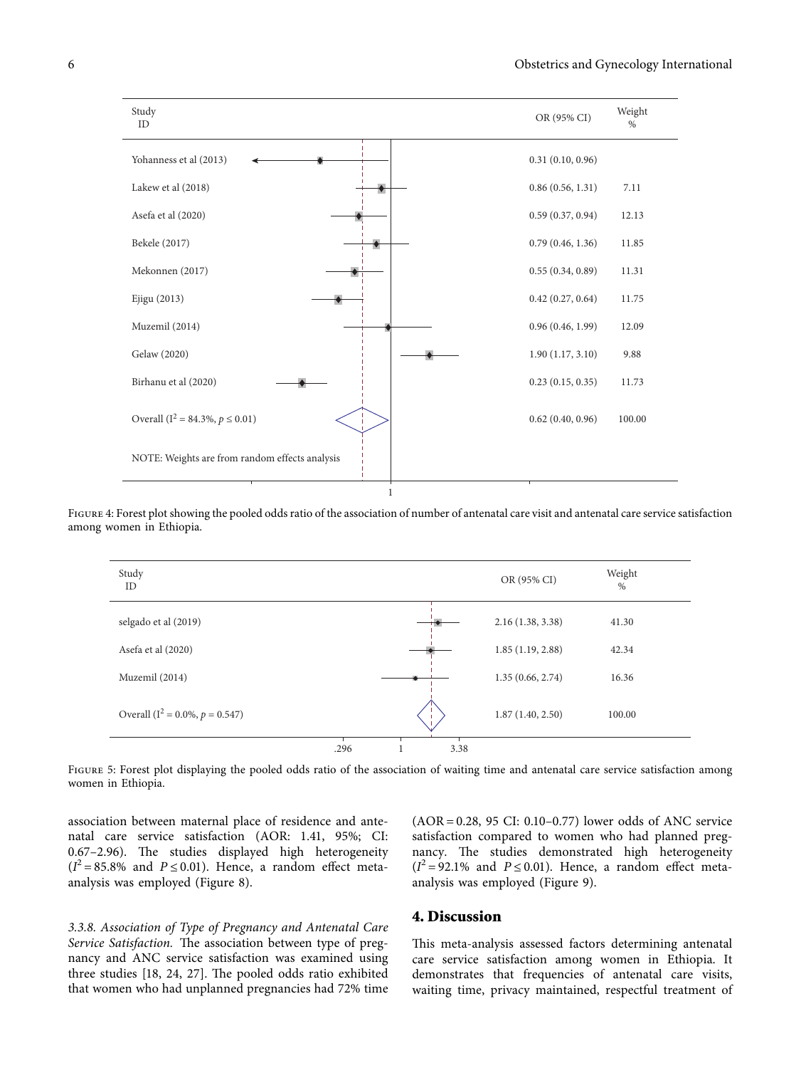| Study ID | OR (95% CI) | Weight % |
|---|---|---|
| Yohanness et al (2013) | 0.31 (0.10, 0.96) | |
| Lakew et al (2018) | 0.86 (0.56, 1.31) | 7.11 |
| Asefa et al (2020) | 0.59 (0.37, 0.94) | 12.13 |
| Bekele (2017) | 0.79 (0.46, 1.36) | 11.85 |
| Mekonnen (2017) | 0.55 (0.34, 0.89) | 11.31 |
| Ejigu (2013) | 0.42 (0.27, 0.64) | 11.75 |
| Muzemil (2014) | 0.96 (0.46, 1.99) | 12.09 |
| Gelaw (2020) | 1.90 (1.17, 3.10) | 9.88 |
| Birhanu et al (2020) | 0.23 (0.15, 0.35) | 11.73 |
| Overall ($I^2 = 84.3\%$, $p \leq 0.01$) | 0.62 (0.40, 0.96) | 100.00 |

NOTE: Weights are from random effects analysis

Figure 4: Forest plot showing the pooled odds ratio of the association of number of antenatal care visit and antenatal care service satisfaction among women in Ethiopia.

| Study ID | OR (95% CI) | Weight % |
|---|---|---|
| selgado et al (2019) | 2.16 (1.38, 3.38) | 41.30 |
| Asefa et al (2020) | 1.85 (1.19, 2.88) | 42.34 |
| Muzemil (2014) | 1.35 (0.66, 2.74) | 16.36 |
| Overall ($I^2 = 0.0\%$, $p = 0.547$) | 1.87 (1.40, 2.50) | 100.00 |

Figure 5: Forest plot displaying the pooled odds ratio of the association of waiting time and antenatal care service satisfaction among women in Ethiopia.

association between maternal place of residence and antenatal care service satisfaction (AOR: 1.41, 95%; CI: 0.67–2.96). The studies displayed high heterogeneity ($I^2 = 85.8\%$ and $P \leq 0.01$). Hence, a random effect meta-analysis was employed (Figure 8).

*3.3.8. Association of Type of Pregnancy and Antenatal Care Service Satisfaction.* The association between type of pregnancy and ANC service satisfaction was examined using three studies [18, 24, 27]. The pooled odds ratio exhibited that women who had unplanned pregnancies had 72% time (AOR = 0.28, 95 CI: 0.10–0.77) lower odds of ANC service satisfaction compared to women who had planned pregnancy. The studies demonstrated high heterogeneity ($I^2 = 92.1\%$ and $P \leq 0.01$). Hence, a random effect meta-analysis was employed (Figure 9).

## 4. Discussion

This meta-analysis assessed factors determining antenatal care service satisfaction among women in Ethiopia. It demonstrates that frequencies of antenatal care visits, waiting time, privacy maintained, respectful treatment of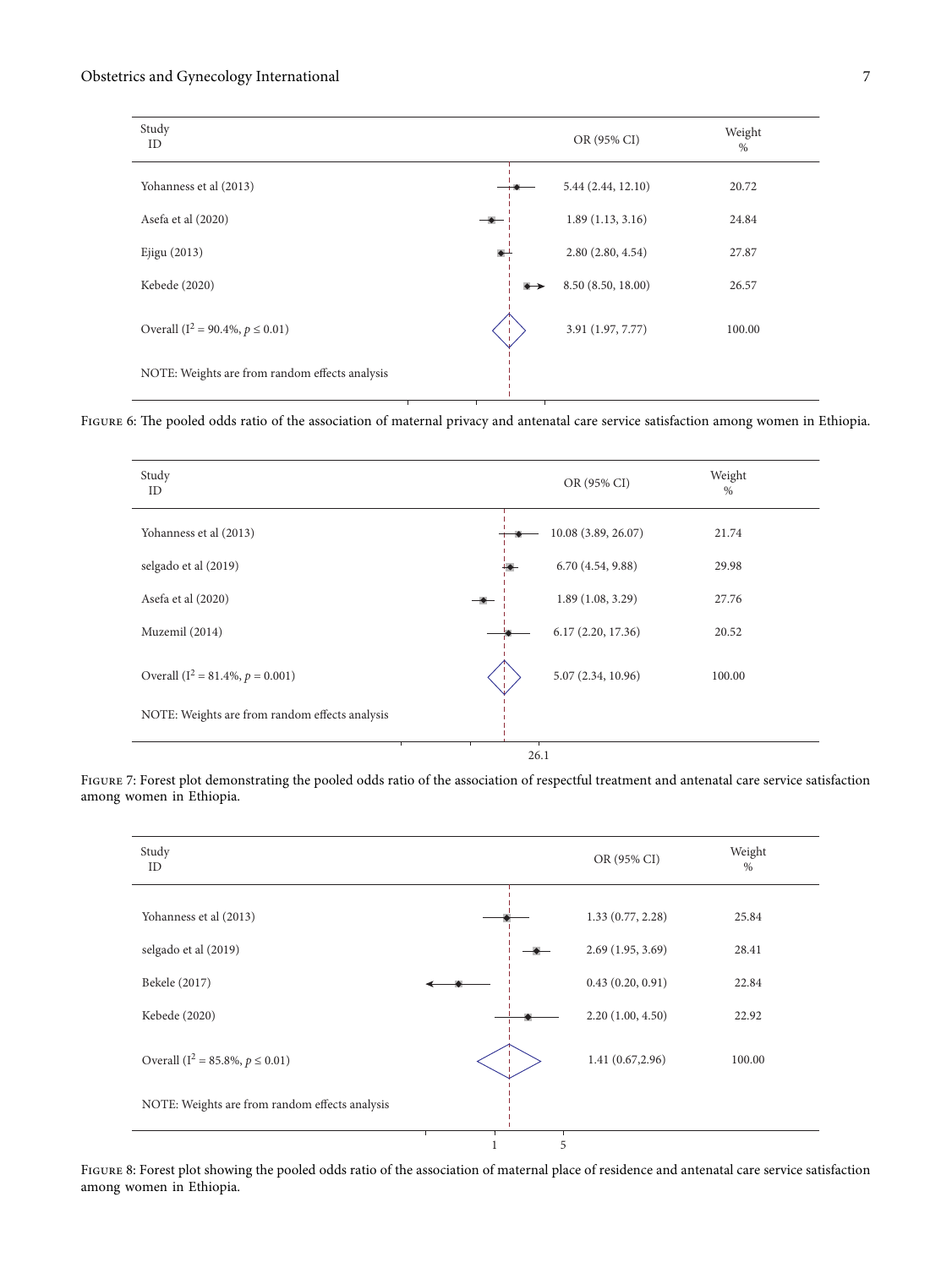| Study ID | OR (95% CI) | Weight % |
| --- | --- | --- |
| Yohanness et al (2013) | 5.44 (2.44, 12.10) | 20.72 |
| Asefa et al (2020) | 1.89 (1.13, 3.16) | 24.84 |
| Ejigu (2013) | 2.80 (2.80, 4.54) | 27.87 |
| Kebede (2020) | 8.50 (8.50, 18.00) | 26.57 |
| Overall ($I^2 = 90.4\%$, $p \leq 0.01$) | 3.91 (1.97, 7.77) | 100.00 |

NOTE: Weights are from random effects analysis

Figure 6: The pooled odds ratio of the association of maternal privacy and antenatal care service satisfaction among women in Ethiopia.

| Study ID | OR (95% CI) | Weight % |
| --- | --- | --- |
| Yohanness et al (2013) | 10.08 (3.89, 26.07) | 21.74 |
| selgado et al (2019) | 6.70 (4.54, 9.88) | 29.98 |
| Asefa et al (2020) | 1.89 (1.08, 3.29) | 27.76 |
| Muzemil (2014) | 6.17 (2.20, 17.36) | 20.52 |
| Overall ($I^2 = 81.4\%$, $p = 0.001$) | 5.07 (2.34, 10.96) | 100.00 |

NOTE: Weights are from random effects analysis

26.1

Figure 7: Forest plot demonstrating the pooled odds ratio of the association of respectful treatment and antenatal care service satisfaction among women in Ethiopia.

| Study ID | OR (95% CI) | Weight % |
| --- | --- | --- |
| Yohanness et al (2013) | 1.33 (0.77, 2.28) | 25.84 |
| selgado et al (2019) | 2.69 (1.95, 3.69) | 28.41 |
| Bekele (2017) | 0.43 (0.20, 0.91) | 22.84 |
| Kebede (2020) | 2.20 (1.00, 4.50) | 22.92 |
| Overall ($I^2 = 85.8\%$, $p \leq 0.01$) | 1.41 (0.67,2.96) | 100.00 |

NOTE: Weights are from random effects analysis

1 5

Figure 8: Forest plot showing the pooled odds ratio of the association of maternal place of residence and antenatal care service satisfaction among women in Ethiopia.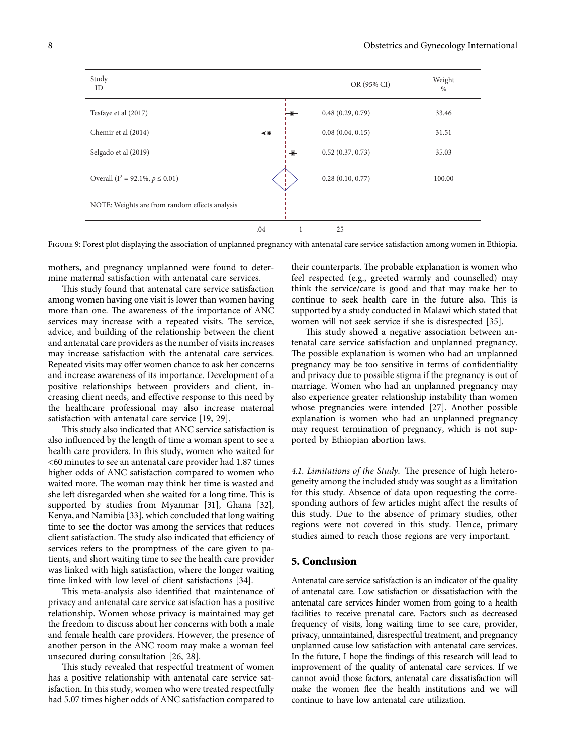| Study ID | OR (95% CI) | Weight % |
|---|---|---|
| Tesfaye et al (2017) | 0.48 (0.29, 0.79) | 33.46 |
| Chemir et al (2014) | 0.08 (0.04, 0.15) | 31.51 |
| Selgado et al (2019) | 0.52 (0.37, 0.73) | 35.03 |
| Overall ($I^2$ = 92.1%, $p \leq 0.01$) | 0.28 (0.10, 0.77) | 100.00 |

NOTE: Weights are from random effects analysis

.04 1 25

Figure 9: Forest plot displaying the association of unplanned pregnancy with antenatal care service satisfaction among women in Ethiopia.

mothers, and pregnancy unplanned were found to determine maternal satisfaction with antenatal care services.

This study found that antenatal care service satisfaction among women having one visit is lower than women having more than one. The awareness of the importance of ANC services may increase with a repeated visits. The service, advice, and building of the relationship between the client and antenatal care providers as the number of visits increases may increase satisfaction with the antenatal care services. Repeated visits may offer women chance to ask her concerns and increase awareness of its importance. Development of a positive relationships between providers and client, increasing client needs, and effective response to this need by the healthcare professional may also increase maternal satisfaction with antenatal care service [19, 29].

This study also indicated that ANC service satisfaction is also influenced by the length of time a woman spent to see a health care providers. In this study, women who waited for <60 minutes to see an antenatal care provider had 1.87 times higher odds of ANC satisfaction compared to women who waited more. The woman may think her time is wasted and she left disregarded when she waited for a long time. This is supported by studies from Myanmar [31], Ghana [32], Kenya, and Namibia [33], which concluded that long waiting time to see the doctor was among the services that reduces client satisfaction. The study also indicated that efficiency of services refers to the promptness of the care given to patients, and short waiting time to see the health care provider was linked with high satisfaction, where the longer waiting time linked with low level of client satisfactions [34].

This meta-analysis also identified that maintenance of privacy and antenatal care service satisfaction has a positive relationship. Women whose privacy is maintained may get the freedom to discuss about her concerns with both a male and female health care providers. However, the presence of another person in the ANC room may make a woman feel unsecured during consultation [26, 28].

This study revealed that respectful treatment of women has a positive relationship with antenatal care service satisfaction. In this study, women who were treated respectfully had 5.07 times higher odds of ANC satisfaction compared to their counterparts. The probable explanation is women who feel respected (e.g., greeted warmly and counselled) may think the service/care is good and that may make her to continue to seek health care in the future also. This is supported by a study conducted in Malawi which stated that women will not seek service if she is disrespected [35].

This study showed a negative association between antenatal care service satisfaction and unplanned pregnancy. The possible explanation is women who had an unplanned pregnancy may be too sensitive in terms of confidentiality and privacy due to possible stigma if the pregnancy is out of marriage. Women who had an unplanned pregnancy may also experience greater relationship instability than women whose pregnancies were intended [27]. Another possible explanation is women who had an unplanned pregnancy may request termination of pregnancy, which is not supported by Ethiopian abortion laws.

*4.1. Limitations of the Study.* The presence of high heterogeneity among the included study was sought as a limitation for this study. Absence of data upon requesting the corresponding authors of few articles might affect the results of this study. Due to the absence of primary studies, other regions were not covered in this study. Hence, primary studies aimed to reach those regions are very important.

## 5. Conclusion

Antenatal care service satisfaction is an indicator of the quality of antenatal care. Low satisfaction or dissatisfaction with the antenatal care services hinder women from going to a health facilities to receive prenatal care. Factors such as decreased frequency of visits, long waiting time to see care, provider, privacy, unmaintained, disrespectful treatment, and pregnancy unplanned cause low satisfaction with antenatal care services. In the future, I hope the findings of this research will lead to improvement of the quality of antenatal care services. If we cannot avoid those factors, antenatal care dissatisfaction will make the women flee the health institutions and we will continue to have low antenatal care utilization.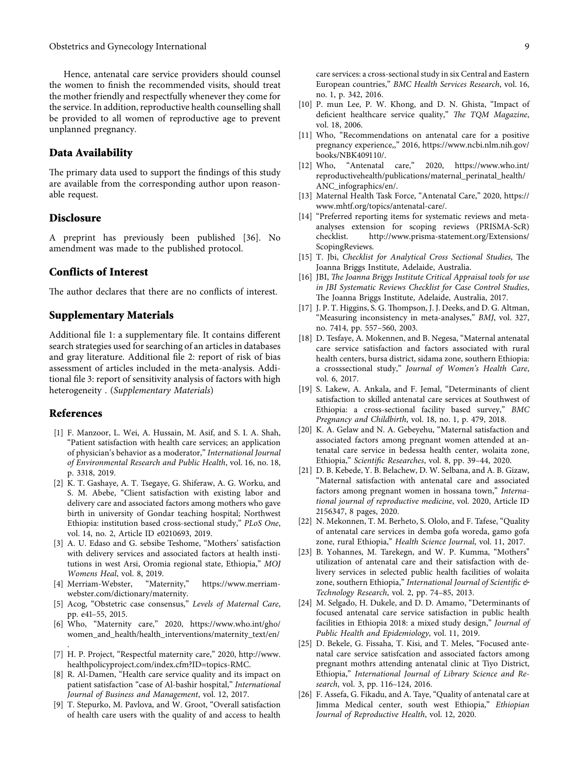Hence, antenatal care service providers should counsel the women to finish the recommended visits, should treat the mother friendly and respectfully whenever they come for the service. In addition, reproductive health counselling shall be provided to all women of reproductive age to prevent unplanned pregnancy.

## Data Availability

The primary data used to support the findings of this study are available from the corresponding author upon reasonable request.

## Disclosure

A preprint has previously been published [36]. No amendment was made to the published protocol.

## Conflicts of Interest

The author declares that there are no conflicts of interest.

## Supplementary Materials

Additional file 1: a supplementary file. It contains different search strategies used for searching of an articles in databases and gray literature. Additional file 2: report of risk of bias assessment of articles included in the meta-analysis. Additional file 3: report of sensitivity analysis of factors with high heterogeneity . (*Supplementary Materials*)

## References

[1] F. Manzoor, L. Wei, A. Hussain, M. Asif, and S. I. A. Shah, "Patient satisfaction with health care services; an application of physician's behavior as a moderator," *International Journal of Environmental Research and Public Health*, vol. 16, no. 18, p. 3318, 2019.

[2] K. T. Gashaye, A. T. Tsegaye, G. Shiferaw, A. G. Worku, and S. M. Abebe, "Client satisfaction with existing labor and delivery care and associated factors among mothers who gave birth in university of Gondar teaching hospital; Northwest Ethiopia: institution based cross-sectional study," *PLoS One*, vol. 14, no. 2, Article ID e0210693, 2019.

[3] A. U. Edaso and G. sebsibe Teshome, "Mothers' satisfaction with delivery services and associated factors at health institutions in west Arsi, Oromia regional state, Ethiopia," *MOJ Womens Heal*, vol. 8, 2019.

[4] Merriam-Webster, "Maternity," https://www.merriam-webster.com/dictionary/maternity.

[5] Acog, "Obstetric case consensus," *Levels of Maternal Care*, pp. e41–55, 2015.

[6] Who, "Maternity care," 2020, https://www.who.int/gho/women_and_health/health_interventions/maternity_text/en/.

[7] H. P. Project, "Respectful maternity care," 2020, http://www.healthpolicyproject.com/index.cfm?ID=topics-RMC.

[8] R. Al-Damen, "Health care service quality and its impact on patient satisfaction "case of Al-bashir hospital," *International Journal of Business and Management*, vol. 12, 2017.

[9] T. Stepurko, M. Pavlova, and W. Groot, "Overall satisfaction of health care users with the quality of and access to health care services: a cross-sectional study in six Central and Eastern European countries," *BMC Health Services Research*, vol. 16, no. 1, p. 342, 2016.

[10] P. mun Lee, P. W. Khong, and D. N. Ghista, "Impact of deficient healthcare service quality," *The TQM Magazine*, vol. 18, 2006.

[11] Who, "Recommendations on antenatal care for a positive pregnancy experience,," 2016, https://www.ncbi.nlm.nih.gov/books/NBK409110/.

[12] Who, "Antenatal care," 2020, https://www.who.int/reproductivehealth/publications/maternal_perinatal_health/ANC_infographics/en/.

[13] Maternal Health Task Force, "Antenatal Care," 2020, https://www.mhtf.org/topics/antenatal-care/.

[14] "Preferred reporting items for systematic reviews and meta-analyses extension for scoping reviews (PRISMA-ScR) checklist. http://www.prisma-statement.org/Extensions/ScopingReviews.

[15] T. Jbi, *Checklist for Analytical Cross Sectional Studies*, The Joanna Briggs Institute, Adelaide, Australia.

[16] JBI, *The Joanna Briggs Institute Critical Appraisal tools for use in JBI Systematic Reviews Checklist for Case Control Studies*, The Joanna Briggs Institute, Adelaide, Australia, 2017.

[17] J. P. T. Higgins, S. G. Thompson, J. J. Deeks, and D. G. Altman, "Measuring inconsistency in meta-analyses," *BMJ*, vol. 327, no. 7414, pp. 557–560, 2003.

[18] D. Tesfaye, A. Mokennen, and B. Negesa, "Maternal antenatal care service satisfaction and factors associated with rural health centers, bursa district, sidama zone, southern Ethiopia: a crosssectional study," *Journal of Women's Health Care*, vol. 6, 2017.

[19] S. Lakew, A. Ankala, and F. Jemal, "Determinants of client satisfaction to skilled antenatal care services at Southwest of Ethiopia: a cross-sectional facility based survey," *BMC Pregnancy and Childbirth*, vol. 18, no. 1, p. 479, 2018.

[20] K. A. Gelaw and N. A. Gebeyehu, "Maternal satisfaction and associated factors among pregnant women attended at antenatal care service in bedessa health center, wolaita zone, Ethiopia," *Scientific Researches*, vol. 8, pp. 39–44, 2020.

[21] D. B. Kebede, Y. B. Belachew, D. W. Selbana, and A. B. Gizaw, "Maternal satisfaction with antenatal care and associated factors among pregnant women in hossana town," *International journal of reproductive medicine*, vol. 2020, Article ID 2156347, 8 pages, 2020.

[22] N. Mekonnen, T. M. Berheto, S. Ololo, and F. Tafese, "Quality of antenatal care services in demba gofa woreda, gamo gofa zone, rural Ethiopia," *Health Science Journal*, vol. 11, 2017.

[23] B. Yohannes, M. Tarekegn, and W. P. Kumma, "Mothers" utilization of antenatal care and their satisfaction with delivery services in selected public health facilities of wolaita zone, southern Ethiopia," *International Journal of Scientific & Technology Research*, vol. 2, pp. 74–85, 2013.

[24] M. Selgado, H. Dukele, and D. D. Amamo, "Determinants of focused antenatal care service satisfaction in public health facilities in Ethiopia 2018: a mixed study design," *Journal of Public Health and Epidemiology*, vol. 11, 2019.

[25] D. Bekele, G. Fissaha, T. Kisi, and T. Meles, "Focused antenatal care service satisfcation and associated factors among pregnant mothrs attending antenatal clinic at Tiyo District, Ethiopia," *International Journal of Library Science and Research*, vol. 3, pp. 116–124, 2016.

[26] F. Assefa, G. Fikadu, and A. Taye, "Quality of antenatal care at Jimma Medical center, south west Ethiopia," *Ethiopian Journal of Reproductive Health*, vol. 12, 2020.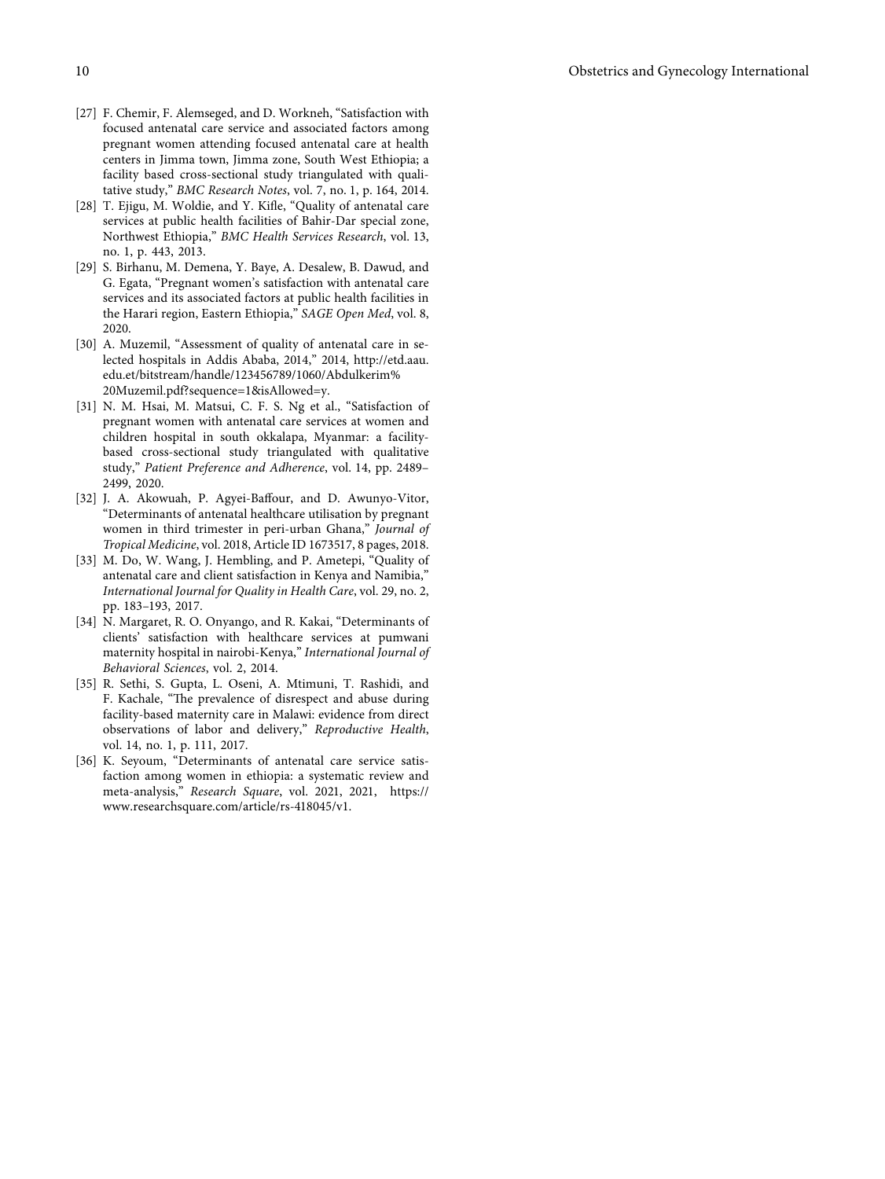[27] F. Chemir, F. Alemseged, and D. Workneh, "Satisfaction with focused antenatal care service and associated factors among pregnant women attending focused antenatal care at health centers in Jimma town, Jimma zone, South West Ethiopia; a facility based cross-sectional study triangulated with qualitative study," *BMC Research Notes*, vol. 7, no. 1, p. 164, 2014.

[28] T. Ejigu, M. Woldie, and Y. Kifle, "Quality of antenatal care services at public health facilities of Bahir-Dar special zone, Northwest Ethiopia," *BMC Health Services Research*, vol. 13, no. 1, p. 443, 2013.

[29] S. Birhanu, M. Demena, Y. Baye, A. Desalew, B. Dawud, and G. Egata, "Pregnant women's satisfaction with antenatal care services and its associated factors at public health facilities in the Harari region, Eastern Ethiopia," *SAGE Open Med*, vol. 8, 2020.

[30] A. Muzemil, "Assessment of quality of antenatal care in selected hospitals in Addis Ababa, 2014," 2014, http://etd.aau.edu.et/bitstream/handle/123456789/1060/Abdulkerim%20Muzemil.pdf?sequence=1&isAllowed=y.

[31] N. M. Hsai, M. Matsui, C. F. S. Ng et al., "Satisfaction of pregnant women with antenatal care services at women and children hospital in south okkalapa, Myanmar: a facility-based cross-sectional study triangulated with qualitative study," *Patient Preference and Adherence*, vol. 14, pp. 2489–2499, 2020.

[32] J. A. Akowuah, P. Agyei-Baffour, and D. Awunyo-Vitor, "Determinants of antenatal healthcare utilisation by pregnant women in third trimester in peri-urban Ghana," *Journal of Tropical Medicine*, vol. 2018, Article ID 1673517, 8 pages, 2018.

[33] M. Do, W. Wang, J. Hembling, and P. Ametepi, "Quality of antenatal care and client satisfaction in Kenya and Namibia," *International Journal for Quality in Health Care*, vol. 29, no. 2, pp. 183–193, 2017.

[34] N. Margaret, R. O. Onyango, and R. Kakai, "Determinants of clients' satisfaction with healthcare services at pumwani maternity hospital in nairobi-Kenya," *International Journal of Behavioral Sciences*, vol. 2, 2014.

[35] R. Sethi, S. Gupta, L. Oseni, A. Mtimuni, T. Rashidi, and F. Kachale, "The prevalence of disrespect and abuse during facility-based maternity care in Malawi: evidence from direct observations of labor and delivery," *Reproductive Health*, vol. 14, no. 1, p. 111, 2017.

[36] K. Seyoum, "Determinants of antenatal care service satisfaction among women in ethiopia: a systematic review and meta-analysis," *Research Square*, vol. 2021, 2021, https://www.researchsquare.com/article/rs-418045/v1.